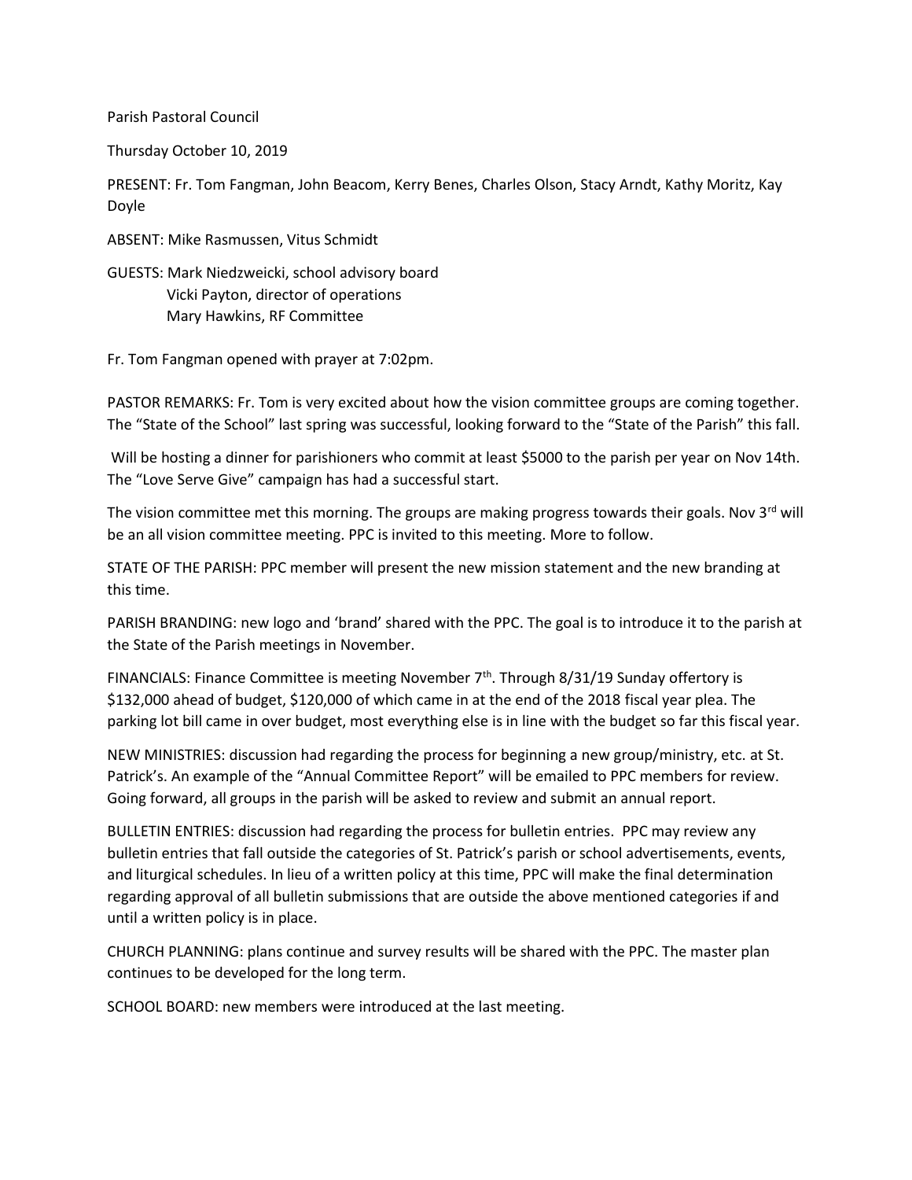Parish Pastoral Council

Thursday October 10, 2019

PRESENT: Fr. Tom Fangman, John Beacom, Kerry Benes, Charles Olson, Stacy Arndt, Kathy Moritz, Kay Doyle

ABSENT: Mike Rasmussen, Vitus Schmidt

GUESTS: Mark Niedzweicki, school advisory board
Vicki Payton, director of operations
Mary Hawkins, RF Committee

Fr. Tom Fangman opened with prayer at 7:02pm.

PASTOR REMARKS: Fr. Tom is very excited about how the vision committee groups are coming together. The "State of the School" last spring was successful, looking forward to the "State of the Parish" this fall.

Will be hosting a dinner for parishioners who commit at least $5000 to the parish per year on Nov 14th. The "Love Serve Give" campaign has had a successful start.

The vision committee met this morning. The groups are making progress towards their goals. Nov 3rd will be an all vision committee meeting. PPC is invited to this meeting. More to follow.

STATE OF THE PARISH: PPC member will present the new mission statement and the new branding at this time.

PARISH BRANDING: new logo and 'brand' shared with the PPC. The goal is to introduce it to the parish at the State of the Parish meetings in November.

FINANCIALS: Finance Committee is meeting November 7th. Through 8/31/19 Sunday offertory is $132,000 ahead of budget, $120,000 of which came in at the end of the 2018 fiscal year plea. The parking lot bill came in over budget, most everything else is in line with the budget so far this fiscal year.

NEW MINISTRIES: discussion had regarding the process for beginning a new group/ministry, etc. at St. Patrick's. An example of the "Annual Committee Report" will be emailed to PPC members for review. Going forward, all groups in the parish will be asked to review and submit an annual report.

BULLETIN ENTRIES: discussion had regarding the process for bulletin entries. PPC may review any bulletin entries that fall outside the categories of St. Patrick's parish or school advertisements, events, and liturgical schedules. In lieu of a written policy at this time, PPC will make the final determination regarding approval of all bulletin submissions that are outside the above mentioned categories if and until a written policy is in place.

CHURCH PLANNING: plans continue and survey results will be shared with the PPC. The master plan continues to be developed for the long term.

SCHOOL BOARD: new members were introduced at the last meeting.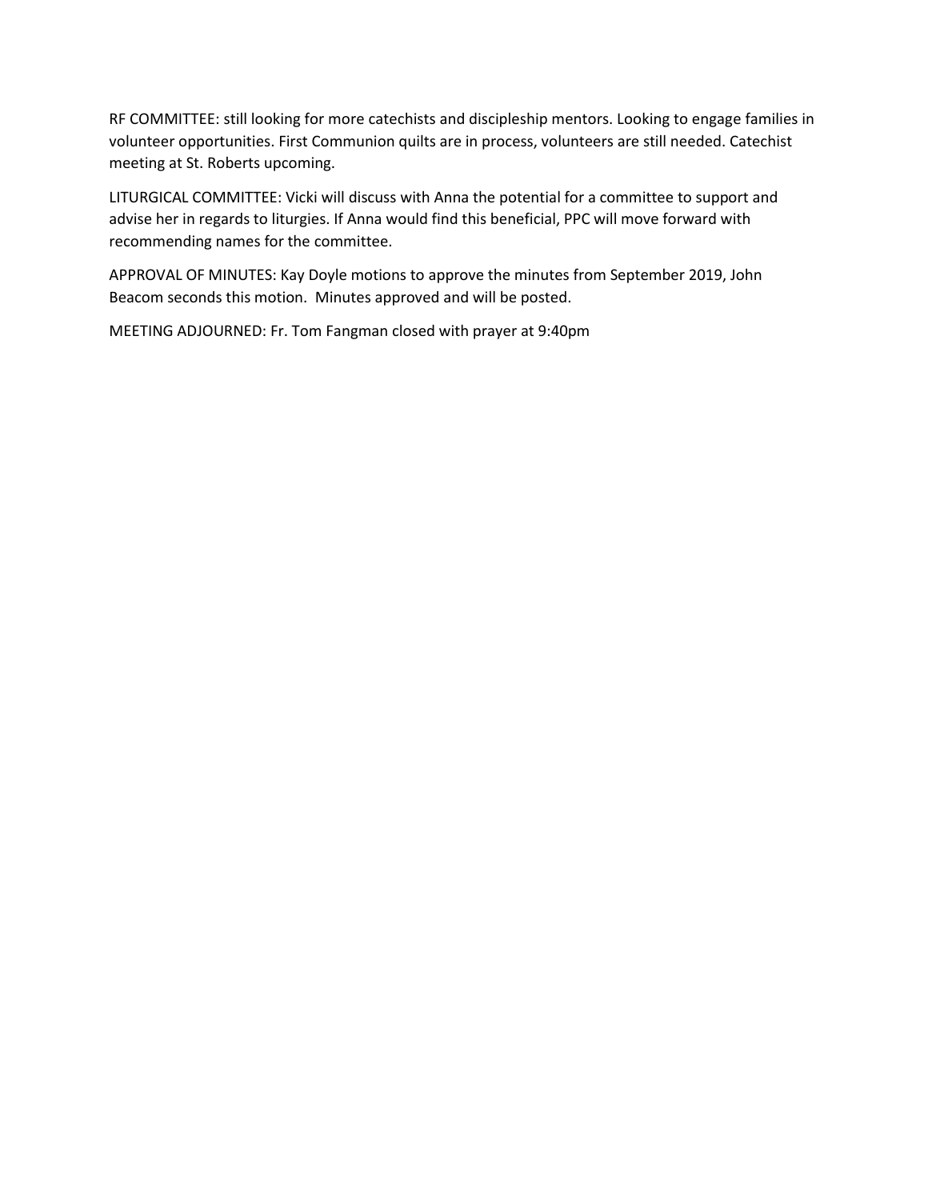RF COMMITTEE: still looking for more catechists and discipleship mentors. Looking to engage families in volunteer opportunities. First Communion quilts are in process, volunteers are still needed. Catechist meeting at St. Roberts upcoming.

LITURGICAL COMMITTEE: Vicki will discuss with Anna the potential for a committee to support and advise her in regards to liturgies. If Anna would find this beneficial, PPC will move forward with recommending names for the committee.

APPROVAL OF MINUTES: Kay Doyle motions to approve the minutes from September 2019, John Beacom seconds this motion. Minutes approved and will be posted.

MEETING ADJOURNED: Fr. Tom Fangman closed with prayer at 9:40pm